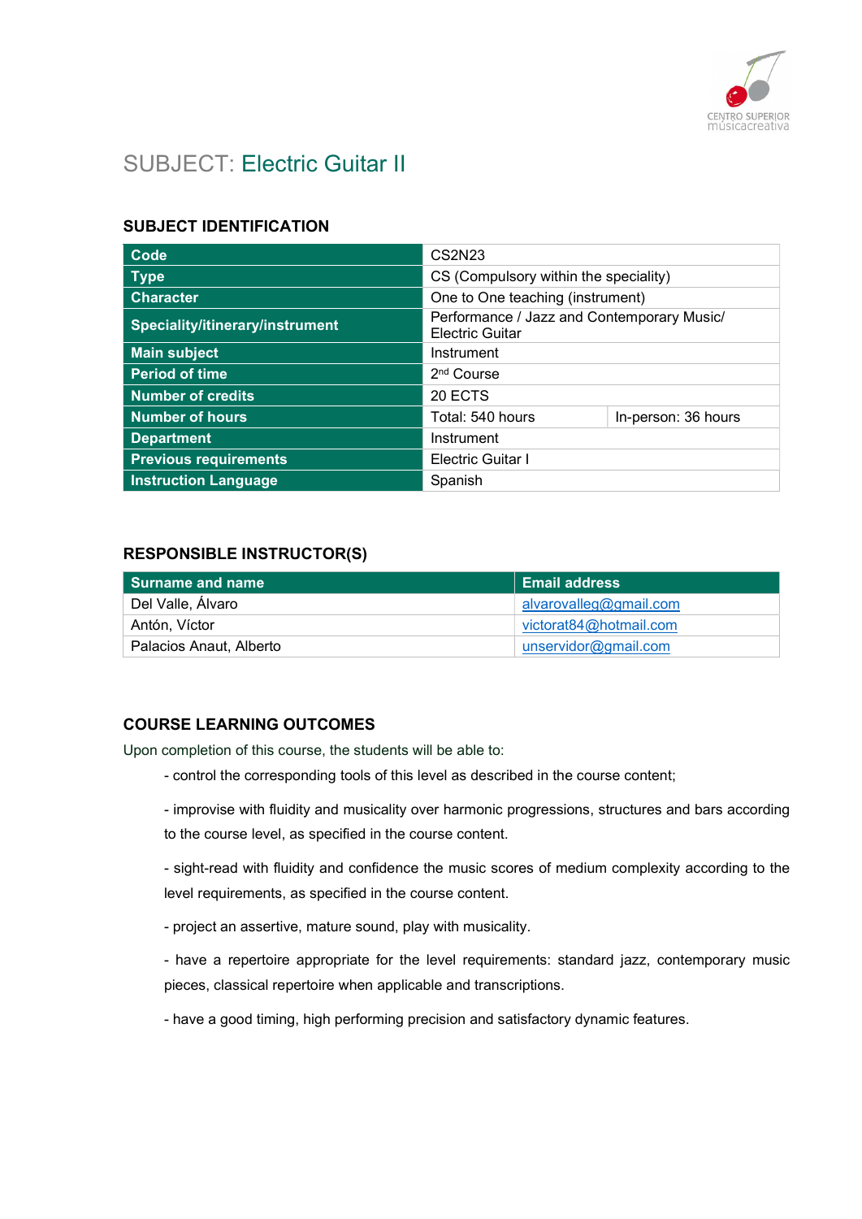# SUBJECT: Electric Guitar II

## SUBJECT IDENTIFICATION

| | | |
|---|---|---|
| **Code** | CS2N23 | |
| **Type** | CS (Compulsory within the speciality) | |
| **Character** | One to One teaching (instrument) | |
| **Speciality/itinerary/instrument** | Performance / Jazz and Contemporary Music/ Electric Guitar | |
| **Main subject** | Instrument | |
| **Period of time** | 2nd Course | |
| **Number of credits** | 20 ECTS | |
| **Number of hours** | Total: 540 hours | In-person: 36 hours |
| **Department** | Instrument | |
| **Previous requirements** | Electric Guitar I | |
| **Instruction Language** | Spanish | |

## RESPONSIBLE INSTRUCTOR(S)

| Surname and name | Email address |
|---|---|
| Del Valle, Álvaro | alvarovalleg@gmail.com |
| Antón, Víctor | victorat84@hotmail.com |
| Palacios Anaut, Alberto | unservidor@gmail.com |

## COURSE LEARNING OUTCOMES

Upon completion of this course, the students will be able to:

- control the corresponding tools of this level as described in the course content;
- improvise with fluidity and musicality over harmonic progressions, structures and bars according to the course level, as specified in the course content.
- sight-read with fluidity and confidence the music scores of medium complexity according to the level requirements, as specified in the course content.
- project an assertive, mature sound, play with musicality.
- have a repertoire appropriate for the level requirements: standard jazz, contemporary music pieces, classical repertoire when applicable and transcriptions.
- have a good timing, high performing precision and satisfactory dynamic features.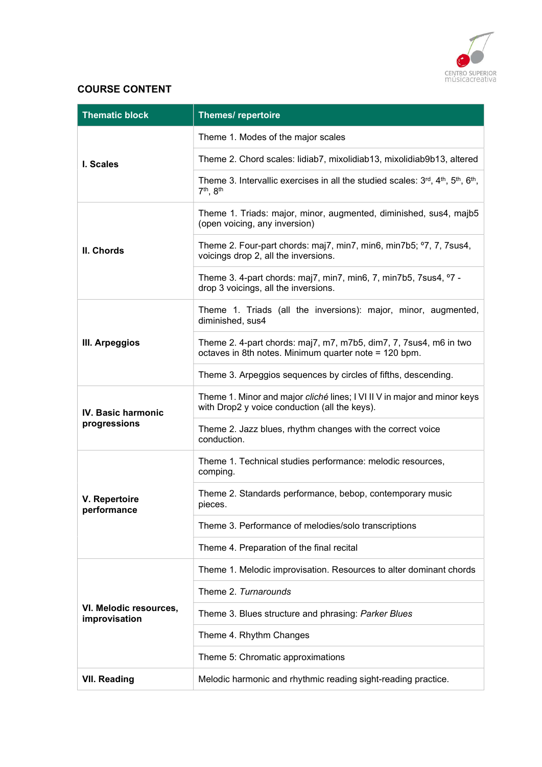## COURSE CONTENT

| Thematic block | Themes/ repertoire |
|---|---|
| **I. Scales** | Theme 1. Modes of the major scales |
| | Theme 2. Chord scales: lidiab7, mixolidiab13, mixolidiab9b13, altered |
| | Theme 3. Intervallic exercises in all the studied scales: 3rd, 4th, 5th, 6th, 7th, 8th |
| **II. Chords** | Theme 1. Triads: major, minor, augmented, diminished, sus4, majb5 (open voicing, any inversion) |
| | Theme 2. Four-part chords: maj7, min7, min6, min7b5; º7, 7, 7sus4, voicings drop 2, all the inversions. |
| | Theme 3. 4-part chords: maj7, min7, min6, 7, min7b5, 7sus4, º7 - drop 3 voicings, all the inversions. |
| **III. Arpeggios** | Theme 1. Triads (all the inversions): major, minor, augmented, diminished, sus4 |
| | Theme 2. 4-part chords: maj7, m7, m7b5, dim7, 7, 7sus4, m6 in two octaves in 8th notes. Minimum quarter note = 120 bpm. |
| | Theme 3. Arpeggios sequences by circles of fifths, descending. |
| **IV. Basic harmonic progressions** | Theme 1. Minor and major *cliché* lines; I VI II V in major and minor keys with Drop2 y voice conduction (all the keys). |
| | Theme 2. Jazz blues, rhythm changes with the correct voice conduction. |
| **V. Repertoire performance** | Theme 1. Technical studies performance: melodic resources, comping. |
| | Theme 2. Standards performance, bebop, contemporary music pieces. |
| | Theme 3. Performance of melodies/solo transcriptions |
| | Theme 4. Preparation of the final recital |
| **VI. Melodic resources, improvisation** | Theme 1. Melodic improvisation. Resources to alter dominant chords |
| | Theme 2. *Turnarounds* |
| | Theme 3. Blues structure and phrasing: *Parker Blues* |
| | Theme 4. Rhythm Changes |
| | Theme 5: Chromatic approximations |
| **VII. Reading** | Melodic harmonic and rhythmic reading sight-reading practice. |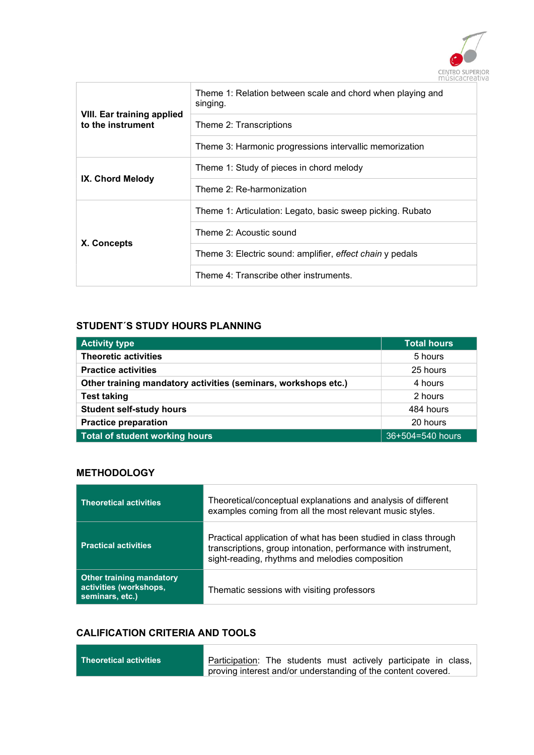| | |
|---|---|
| **VIII. Ear training applied to the instrument** | Theme 1: Relation between scale and chord when playing and singing. |
| | Theme 2: Transcriptions |
| | Theme 3: Harmonic progressions intervallic memorization |
| **IX. Chord Melody** | Theme 1: Study of pieces in chord melody |
| | Theme 2: Re-harmonization |
| **X. Concepts** | Theme 1: Articulation: Legato, basic sweep picking. Rubato |
| | Theme 2: Acoustic sound |
| | Theme 3: Electric sound: amplifier, *effect chain* y pedals |
| | Theme 4: Transcribe other instruments. |

## STUDENT´S STUDY HOURS PLANNING

| Activity type | Total hours |
|---|---|
| **Theoretic activities** | 5 hours |
| **Practice activities** | 25 hours |
| **Other training mandatory activities (seminars, workshops etc.)** | 4 hours |
| **Test taking** | 2 hours |
| **Student self-study hours** | 484 hours |
| **Practice preparation** | 20 hours |
| **Total of student working hours** | 36+504=540 hours |

## METHODOLOGY

| | |
|---|---|
| **Theoretical activities** | Theoretical/conceptual explanations and analysis of different examples coming from all the most relevant music styles. |
| **Practical activities** | Practical application of what has been studied in class through transcriptions, group intonation, performance with instrument, sight-reading, rhythms and melodies composition |
| **Other training mandatory activities (workshops, seminars, etc.)** | Thematic sessions with visiting professors |

## CALIFICATION CRITERIA AND TOOLS

| | |
|---|---|
| **Theoretical activities** | Participation: The students must actively participate in class, proving interest and/or understanding of the content covered. |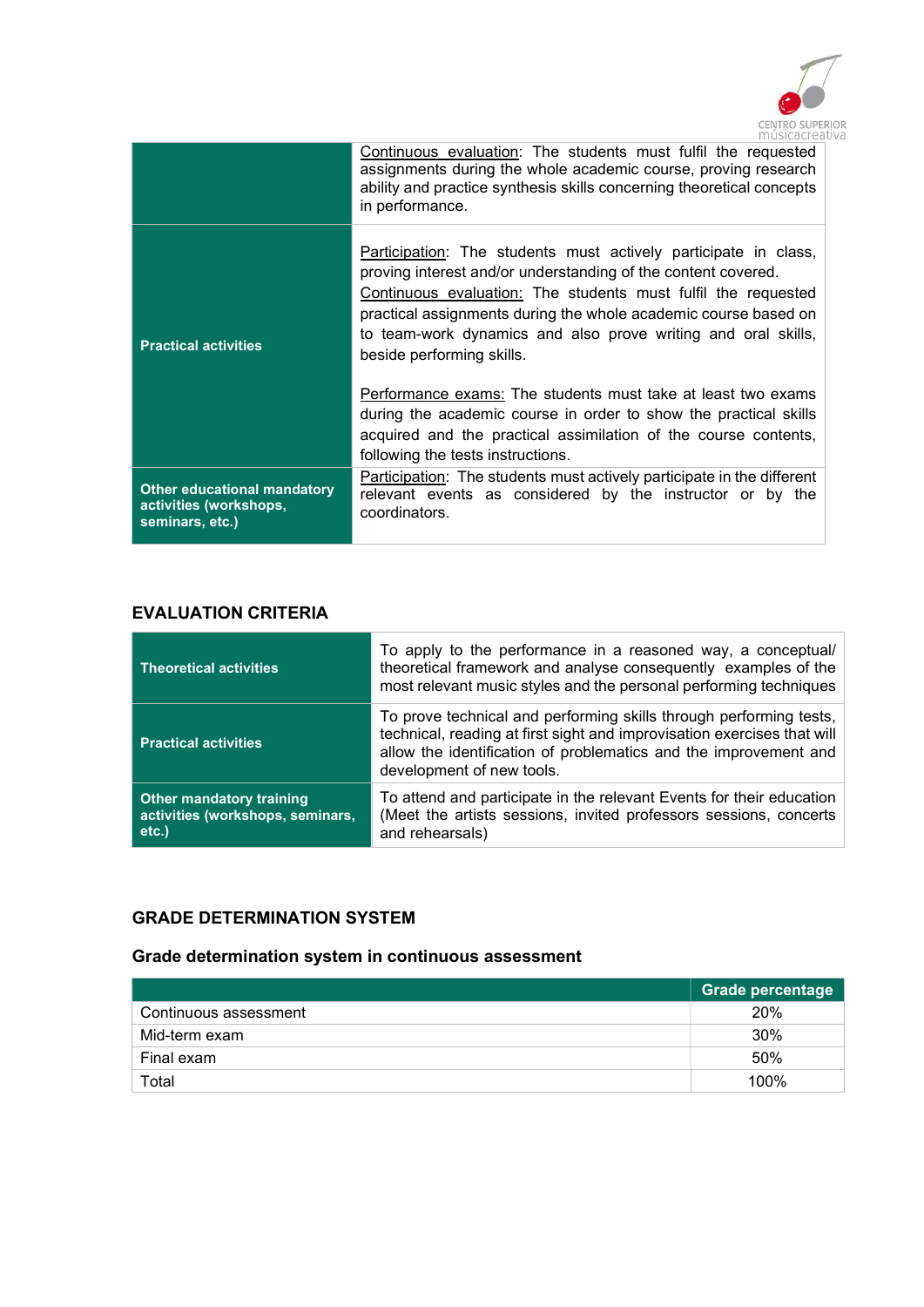| | |
|---|---|
| | Continuous evaluation: The students must fulfil the requested assignments during the whole academic course, proving research ability and practice synthesis skills concerning theoretical concepts in performance. |
| **Practical activities** | Participation: The students must actively participate in class, proving interest and/or understanding of the content covered. Continuous evaluation: The students must fulfil the requested practical assignments during the whole academic course based on to team-work dynamics and also prove writing and oral skills, beside performing skills. Performance exams: The students must take at least two exams during the academic course in order to show the practical skills acquired and the practical assimilation of the course contents, following the tests instructions. |
| **Other educational mandatory activities (workshops, seminars, etc.)** | Participation: The students must actively participate in the different relevant events as considered by the instructor or by the coordinators. |

## EVALUATION CRITERIA

| | |
|---|---|
| **Theoretical activities** | To apply to the performance in a reasoned way, a conceptual/ theoretical framework and analyse consequently examples of the most relevant music styles and the personal performing techniques |
| **Practical activities** | To prove technical and performing skills through performing tests, technical, reading at first sight and improvisation exercises that will allow the identification of problematics and the improvement and development of new tools. |
| **Other mandatory training activities (workshops, seminars, etc.)** | To attend and participate in the relevant Events for their education (Meet the artists sessions, invited professors sessions, concerts and rehearsals) |

## GRADE DETERMINATION SYSTEM

### Grade determination system in continuous assessment

| | Grade percentage |
|---|---|
| Continuous assessment | 20% |
| Mid-term exam | 30% |
| Final exam | 50% |
| Total | 100% |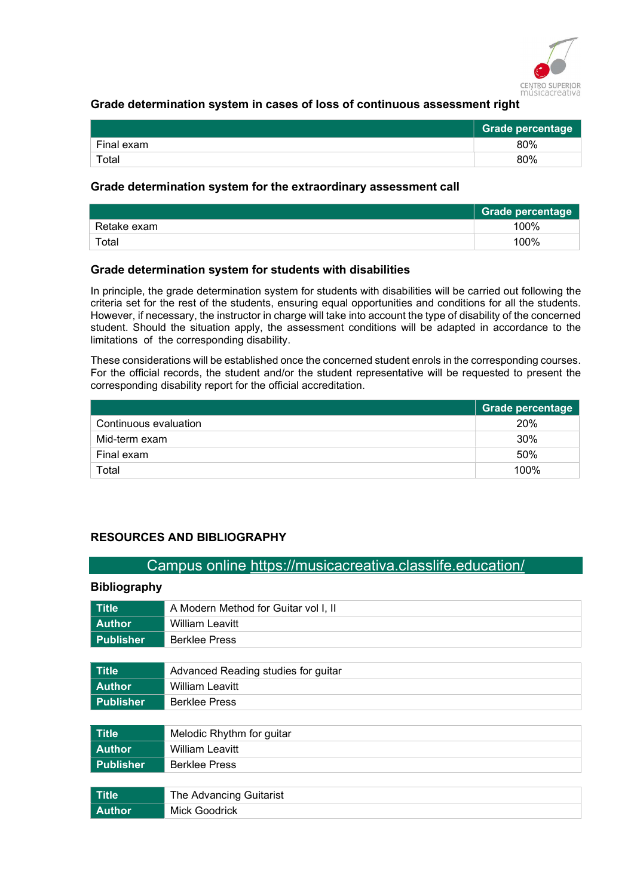### Grade determination system in cases of loss of continuous assessment right

| | Grade percentage |
|---|---|
| Final exam | 80% |
| Total | 80% |

### Grade determination system for the extraordinary assessment call

| | Grade percentage |
|---|---|
| Retake exam | 100% |
| Total | 100% |

### Grade determination system for students with disabilities

In principle, the grade determination system for students with disabilities will be carried out following the criteria set for the rest of the students, ensuring equal opportunities and conditions for all the students. However, if necessary, the instructor in charge will take into account the type of disability of the concerned student. Should the situation apply, the assessment conditions will be adapted in accordance to the limitations of the corresponding disability.

These considerations will be established once the concerned student enrols in the corresponding courses. For the official records, the student and/or the student representative will be requested to present the corresponding disability report for the official accreditation.

| | Grade percentage |
|---|---|
| Continuous evaluation | 20% |
| Mid-term exam | 30% |
| Final exam | 50% |
| Total | 100% |

## RESOURCES AND BIBLIOGRAPHY

Campus online https://musicacreativa.classlife.education/

### Bibliography

| | |
|---|---|
| **Title** | A Modern Method for Guitar vol I, II |
| **Author** | William Leavitt |
| **Publisher** | Berklee Press |

| | |
|---|---|
| **Title** | Advanced Reading studies for guitar |
| **Author** | William Leavitt |
| **Publisher** | Berklee Press |

| | |
|---|---|
| **Title** | Melodic Rhythm for guitar |
| **Author** | William Leavitt |
| **Publisher** | Berklee Press |

| | |
|---|---|
| **Title** | The Advancing Guitarist |
| **Author** | Mick Goodrick |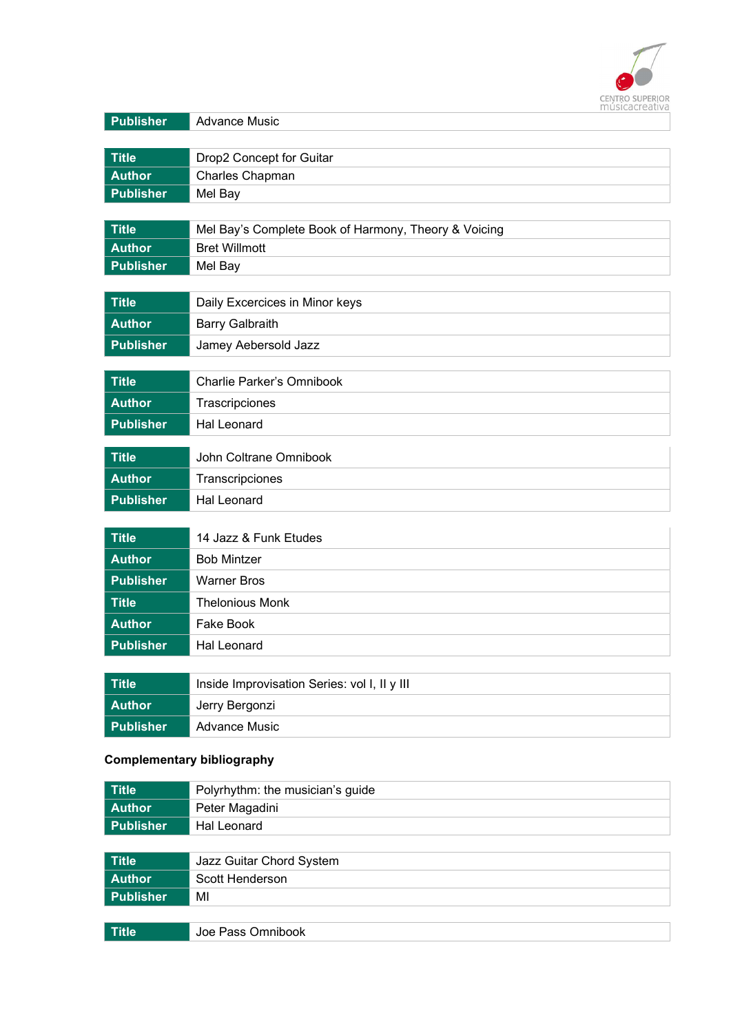| Publisher | Advance Music |
|---|---|

| Title | Drop2 Concept for Guitar |
|---|---|
| Author | Charles Chapman |
| Publisher | Mel Bay |

| Title | Mel Bay's Complete Book of Harmony, Theory & Voicing |
|---|---|
| Author | Bret Willmott |
| Publisher | Mel Bay |

| Title | Daily Excercices in Minor keys |
|---|---|
| Author | Barry Galbraith |
| Publisher | Jamey Aebersold Jazz |

| Title | Charlie Parker's Omnibook |
|---|---|
| Author | Trascripciones |
| Publisher | Hal Leonard |

| Title | John Coltrane Omnibook |
|---|---|
| Author | Transcripciones |
| Publisher | Hal Leonard |

| Title | 14 Jazz & Funk Etudes |
|---|---|
| Author | Bob Mintzer |
| Publisher | Warner Bros |
| Title | Thelonious Monk |
| Author | Fake Book |
| Publisher | Hal Leonard |

| Title | Inside Improvisation Series: vol I, II y III |
|---|---|
| Author | Jerry Bergonzi |
| Publisher | Advance Music |

**Complementary bibliography**

| Title | Polyrhythm: the musician's guide |
|---|---|
| Author | Peter Magadini |
| Publisher | Hal Leonard |

| Title | Jazz Guitar Chord System |
|---|---|
| Author | Scott Henderson |
| Publisher | MI |

| Title | Joe Pass Omnibook |
|---|---|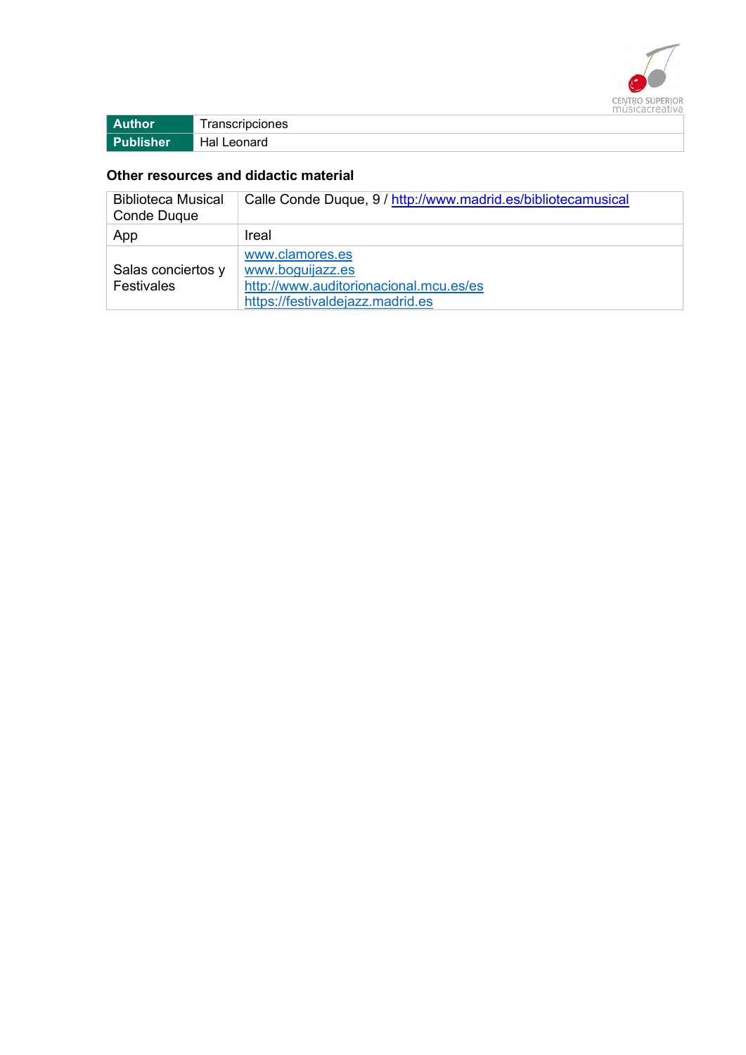| | |
|---|---|
| **Author** | Transcripciones |
| **Publisher** | Hal Leonard |

### Other resources and didactic material

| | |
|---|---|
| Biblioteca Musical Conde Duque | Calle Conde Duque, 9 / http://www.madrid.es/bibliotecamusical |
| App | Ireal |
| Salas conciertos y Festivales | www.clamores.es<br>www.boguijazz.es<br>http://www.auditorionacional.mcu.es/es<br>https://festivaldejazz.madrid.es |